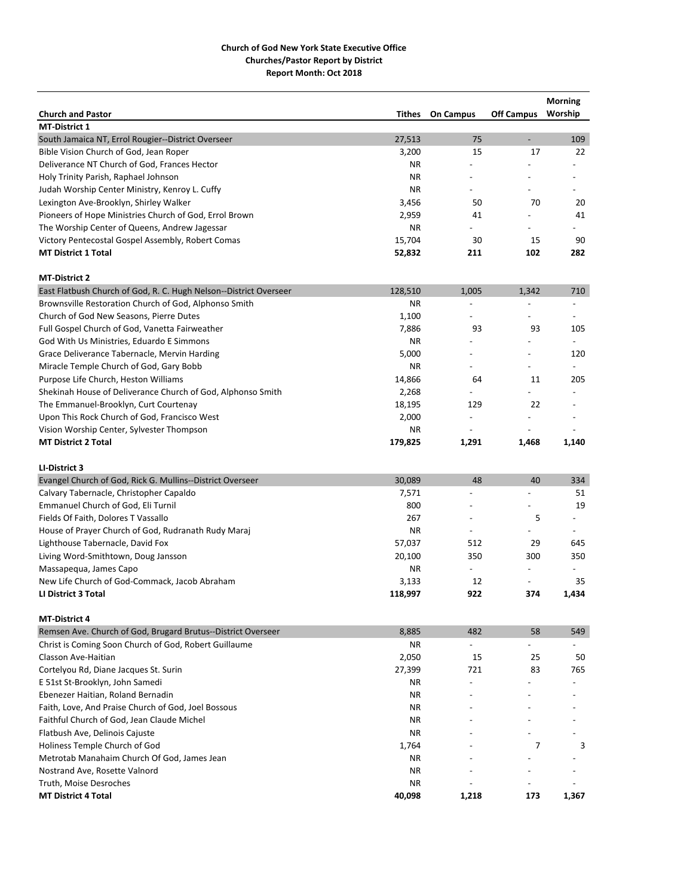**Church of God New York State Executive Office**
**Churches/Pastor Report by District**
**Report Month: Oct 2018**

| Church and Pastor | Tithes | On Campus | Off Campus | Morning Worship |
|---|---|---|---|---|
| **MT-District 1** | | | | |
| South Jamaica NT, Errol Rougier--District Overseer | 27,513 | 75 | - | 109 |
| Bible Vision Church of God, Jean Roper | 3,200 | 15 | 17 | 22 |
| Deliverance NT Church of God, Frances Hector | NR | - | - | - |
| Holy Trinity Parish, Raphael Johnson | NR | - | - | - |
| Judah Worship Center Ministry, Kenroy L. Cuffy | NR | - | - | - |
| Lexington Ave-Brooklyn, Shirley Walker | 3,456 | 50 | 70 | 20 |
| Pioneers of Hope Ministries Church of God, Errol Brown | 2,959 | 41 | - | 41 |
| The Worship Center of Queens, Andrew Jagessar | NR | - | - | - |
| Victory Pentecostal Gospel Assembly, Robert Comas | 15,704 | 30 | 15 | 90 |
| **MT District 1 Total** | **52,832** | **211** | **102** | **282** |
| **MT-District 2** | | | | |
| East Flatbush Church of God, R. C. Hugh Nelson--District Overseer | 128,510 | 1,005 | 1,342 | 710 |
| Brownsville Restoration Church of God, Alphonso Smith | NR | - | - | - |
| Church of God New Seasons, Pierre Dutes | 1,100 | - | - | - |
| Full Gospel Church of God, Vanetta Fairweather | 7,886 | 93 | 93 | 105 |
| God With Us Ministries, Eduardo E Simmons | NR | - | - | - |
| Grace Deliverance Tabernacle, Mervin Harding | 5,000 | - | - | 120 |
| Miracle Temple Church of God, Gary Bobb | NR | - | - | - |
| Purpose Life Church, Heston Williams | 14,866 | 64 | 11 | 205 |
| Shekinah House of Deliverance Church of God, Alphonso Smith | 2,268 | - | - | - |
| The Emmanuel-Brooklyn, Curt Courtenay | 18,195 | 129 | 22 | - |
| Upon This Rock Church of God, Francisco West | 2,000 | - | - | - |
| Vision Worship Center, Sylvester Thompson | NR | - | - | - |
| **MT District 2 Total** | **179,825** | **1,291** | **1,468** | **1,140** |
| **LI-District 3** | | | | |
| Evangel Church of God, Rick G. Mullins--District Overseer | 30,089 | 48 | 40 | 334 |
| Calvary Tabernacle, Christopher Capaldo | 7,571 | - | - | 51 |
| Emmanuel Church of God, Eli Turnil | 800 | - | - | 19 |
| Fields Of Faith, Dolores T Vassallo | 267 | - | 5 | - |
| House of Prayer Church of God, Rudranath Rudy Maraj | NR | - | - | - |
| Lighthouse Tabernacle, David Fox | 57,037 | 512 | 29 | 645 |
| Living Word-Smithtown, Doug Jansson | 20,100 | 350 | 300 | 350 |
| Massapequa, James Capo | NR | - | - | - |
| New Life Church of God-Commack, Jacob Abraham | 3,133 | 12 | - | 35 |
| **LI District 3 Total** | **118,997** | **922** | **374** | **1,434** |
| **MT-District 4** | | | | |
| Remsen Ave. Church of God, Brugard Brutus--District Overseer | 8,885 | 482 | 58 | 549 |
| Christ is Coming Soon Church of God, Robert Guillaume | NR | - | - | - |
| Classon Ave-Haitian | 2,050 | 15 | 25 | 50 |
| Cortelyou Rd, Diane Jacques St. Surin | 27,399 | 721 | 83 | 765 |
| E 51st St-Brooklyn, John Samedi | NR | - | - | - |
| Ebenezer Haitian, Roland Bernadin | NR | - | - | - |
| Faith, Love, And Praise Church of God, Joel Bossous | NR | - | - | - |
| Faithful Church of God, Jean Claude Michel | NR | - | - | - |
| Flatbush Ave, Delinois Cajuste | NR | - | - | - |
| Holiness Temple Church of God | 1,764 | - | 7 | 3 |
| Metrotab Manahaim Church Of God, James Jean | NR | - | - | - |
| Nostrand Ave, Rosette Valnord | NR | - | - | - |
| Truth, Moise Desroches | NR | - | - | - |
| **MT District 4 Total** | **40,098** | **1,218** | **173** | **1,367** |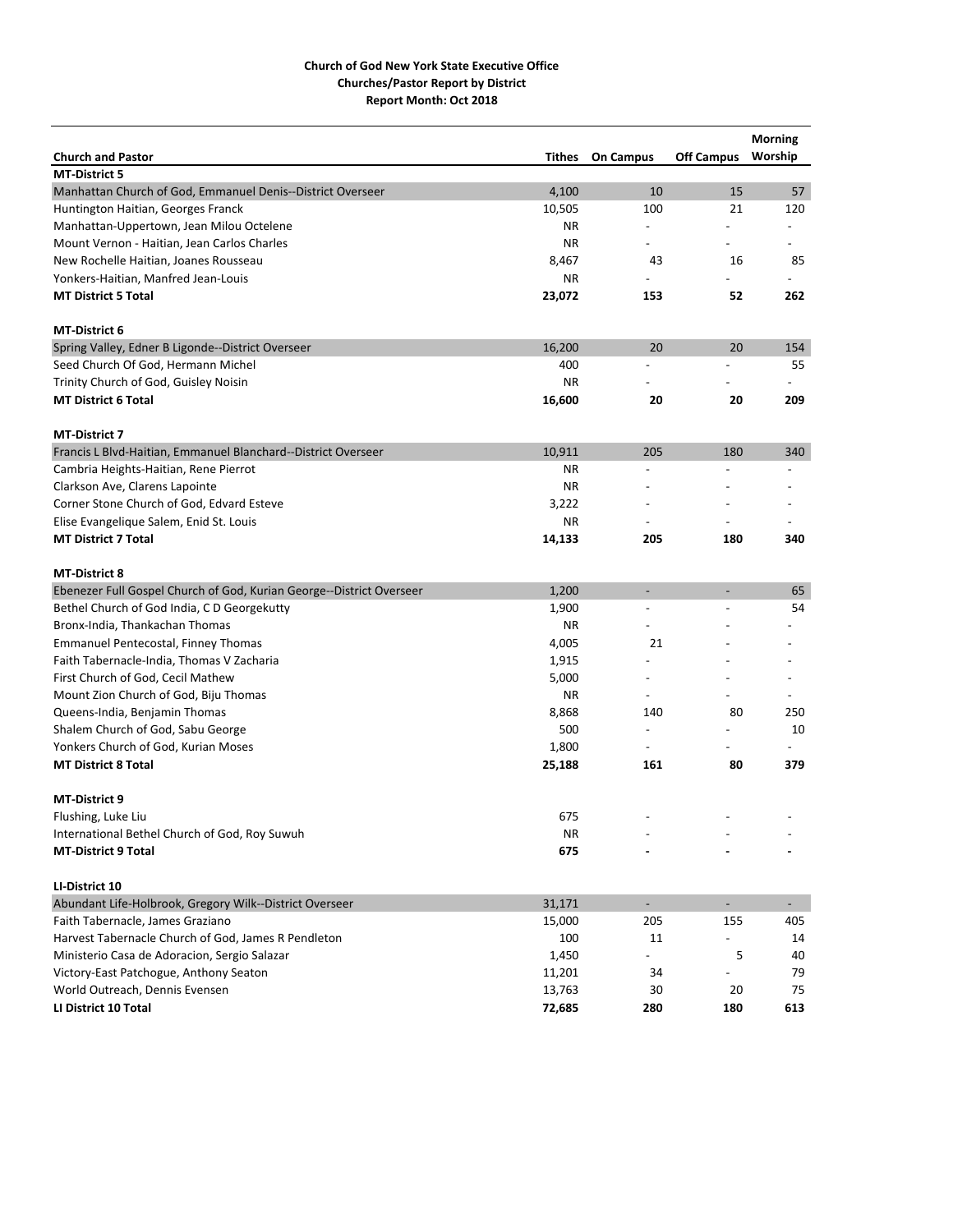**Church of God New York State Executive Office**
**Churches/Pastor Report by District**
**Report Month: Oct 2018**

| Church and Pastor | Tithes | On Campus | Off Campus | Morning Worship |
|---|---|---|---|---|
| **MT-District 5** | | | | |
| Manhattan Church of God, Emmanuel Denis--District Overseer | 4,100 | 10 | 15 | 57 |
| Huntington Haitian, Georges Franck | 10,505 | 100 | 21 | 120 |
| Manhattan-Uppertown, Jean Milou Octelene | NR | - | - | - |
| Mount Vernon - Haitian, Jean Carlos Charles | NR | - | - | - |
| New Rochelle Haitian, Joanes Rousseau | 8,467 | 43 | 16 | 85 |
| Yonkers-Haitian, Manfred Jean-Louis | NR | - | - | - |
| **MT District 5 Total** | **23,072** | **153** | **52** | **262** |
| | | | | |
| **MT-District 6** | | | | |
| Spring Valley, Edner B Ligonde--District Overseer | 16,200 | 20 | 20 | 154 |
| Seed Church Of God, Hermann Michel | 400 | - | - | 55 |
| Trinity Church of God, Guisley Noisin | NR | - | - | - |
| **MT District 6 Total** | **16,600** | **20** | **20** | **209** |
| | | | | |
| **MT-District 7** | | | | |
| Francis L Blvd-Haitian, Emmanuel Blanchard--District Overseer | 10,911 | 205 | 180 | 340 |
| Cambria Heights-Haitian, Rene Pierrot | NR | - | - | - |
| Clarkson Ave, Clarens Lapointe | NR | - | - | - |
| Corner Stone Church of God, Edvard Esteve | 3,222 | - | - | - |
| Elise Evangelique Salem, Enid St. Louis | NR | - | - | - |
| **MT District 7 Total** | **14,133** | **205** | **180** | **340** |
| | | | | |
| **MT-District 8** | | | | |
| Ebenezer Full Gospel Church of God, Kurian George--District Overseer | 1,200 | - | - | 65 |
| Bethel Church of God India, C D Georgekutty | 1,900 | - | - | 54 |
| Bronx-India, Thankachan Thomas | NR | - | - | - |
| Emmanuel Pentecostal, Finney Thomas | 4,005 | 21 | - | - |
| Faith Tabernacle-India, Thomas V Zacharia | 1,915 | - | - | - |
| First Church of God, Cecil Mathew | 5,000 | - | - | - |
| Mount Zion Church of God, Biju Thomas | NR | - | - | - |
| Queens-India, Benjamin Thomas | 8,868 | 140 | 80 | 250 |
| Shalem Church of God, Sabu George | 500 | - | - | 10 |
| Yonkers Church of God, Kurian Moses | 1,800 | - | - | - |
| **MT District 8 Total** | **25,188** | **161** | **80** | **379** |
| | | | | |
| **MT-District 9** | | | | |
| Flushing, Luke Liu | 675 | - | - | - |
| International Bethel Church of God, Roy Suwuh | NR | - | - | - |
| **MT-District 9 Total** | **675** | **-** | **-** | **-** |
| | | | | |
| **LI-District 10** | | | | |
| Abundant Life-Holbrook, Gregory Wilk--District Overseer | 31,171 | - | - | - |
| Faith Tabernacle, James Graziano | 15,000 | 205 | 155 | 405 |
| Harvest Tabernacle Church of God, James R Pendleton | 100 | 11 | - | 14 |
| Ministerio Casa de Adoracion, Sergio Salazar | 1,450 | - | 5 | 40 |
| Victory-East Patchogue, Anthony Seaton | 11,201 | 34 | - | 79 |
| World Outreach, Dennis Evensen | 13,763 | 30 | 20 | 75 |
| **LI District 10 Total** | **72,685** | **280** | **180** | **613** |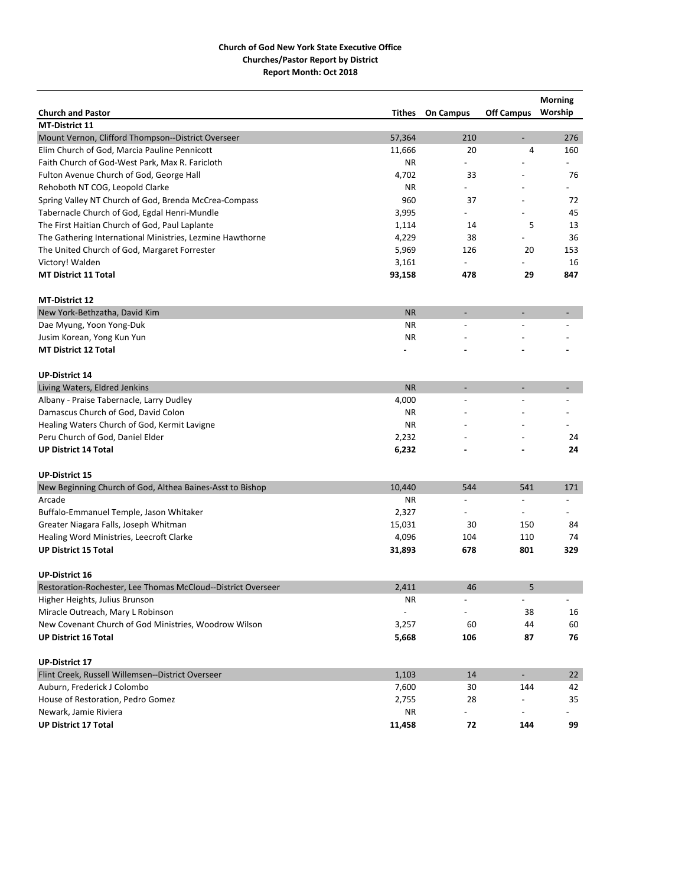**Church of God New York State Executive Office**
**Churches/Pastor Report by District**
**Report Month: Oct 2018**

| Church and Pastor | Tithes | On Campus | Off Campus | Morning Worship |
|---|---|---|---|---|
| **MT-District 11** | | | | |
| Mount Vernon, Clifford Thompson--District Overseer | 57,364 | 210 | - | 276 |
| Elim Church of God, Marcia Pauline Pennicott | 11,666 | 20 | 4 | 160 |
| Faith Church of God-West Park, Max R. Faricloth | NR | - | - | - |
| Fulton Avenue Church of God, George Hall | 4,702 | 33 | - | 76 |
| Rehoboth NT COG, Leopold Clarke | NR | - | - | - |
| Spring Valley NT Church of God, Brenda McCrea-Compass | 960 | 37 | - | 72 |
| Tabernacle Church of God, Egdal Henri-Mundle | 3,995 | - | - | 45 |
| The First Haitian Church of God, Paul Laplante | 1,114 | 14 | 5 | 13 |
| The Gathering International Ministries, Lezmine Hawthorne | 4,229 | 38 | - | 36 |
| The United Church of God, Margaret Forrester | 5,969 | 126 | 20 | 153 |
| Victory! Walden | 3,161 | - | - | 16 |
| **MT District 11 Total** | **93,158** | **478** | **29** | **847** |
| | | | | |
| **MT-District 12** | | | | |
| New York-Bethzatha, David Kim | NR | - | - | - |
| Dae Myung, Yoon Yong-Duk | NR | - | - | - |
| Jusim Korean, Yong Kun Yun | NR | - | - | - |
| **MT District 12 Total** | **-** | **-** | **-** | **-** |
| | | | | |
| **UP-District 14** | | | | |
| Living Waters, Eldred Jenkins | NR | - | - | - |
| Albany - Praise Tabernacle, Larry Dudley | 4,000 | - | - | - |
| Damascus Church of God, David Colon | NR | - | - | - |
| Healing Waters Church of God, Kermit Lavigne | NR | - | - | - |
| Peru Church of God, Daniel Elder | 2,232 | - | - | 24 |
| **UP District 14 Total** | **6,232** | **-** | **-** | **24** |
| | | | | |
| **UP-District 15** | | | | |
| New Beginning Church of God, Althea Baines-Asst to Bishop | 10,440 | 544 | 541 | 171 |
| Arcade | NR | - | - | - |
| Buffalo-Emmanuel Temple, Jason Whitaker | 2,327 | - | - | - |
| Greater Niagara Falls, Joseph Whitman | 15,031 | 30 | 150 | 84 |
| Healing Word Ministries, Leecroft Clarke | 4,096 | 104 | 110 | 74 |
| **UP District 15 Total** | **31,893** | **678** | **801** | **329** |
| | | | | |
| **UP-District 16** | | | | |
| Restoration-Rochester, Lee Thomas McCloud--District Overseer | 2,411 | 46 | 5 | |
| Higher Heights, Julius Brunson | NR | - | - | - |
| Miracle Outreach, Mary L Robinson | - | - | 38 | 16 |
| New Covenant Church of God Ministries, Woodrow Wilson | 3,257 | 60 | 44 | 60 |
| **UP District 16 Total** | **5,668** | **106** | **87** | **76** |
| | | | | |
| **UP-District 17** | | | | |
| Flint Creek, Russell Willemsen--District Overseer | 1,103 | 14 | - | 22 |
| Auburn, Frederick J Colombo | 7,600 | 30 | 144 | 42 |
| House of Restoration, Pedro Gomez | 2,755 | 28 | - | 35 |
| Newark, Jamie Riviera | NR | - | - | - |
| **UP District 17 Total** | **11,458** | **72** | **144** | **99** |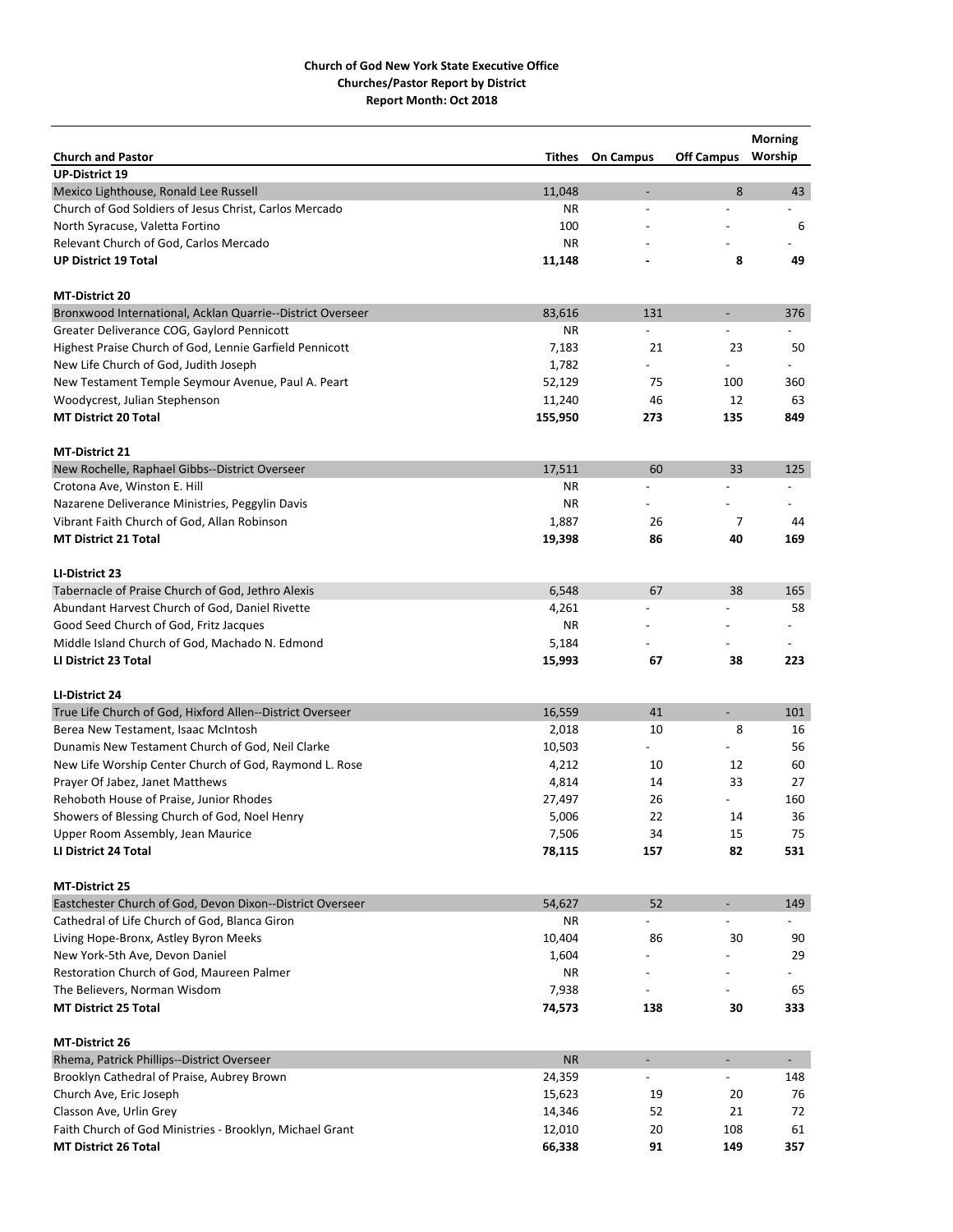**Church of God New York State Executive Office**
**Churches/Pastor Report by District**
**Report Month: Oct 2018**

| Church and Pastor | Tithes | On Campus | Off Campus | Morning Worship |
|---|---|---|---|---|
| **UP-District 19** | | | | |
| Mexico Lighthouse, Ronald Lee Russell | 11,048 | - | 8 | 43 |
| Church of God Soldiers of Jesus Christ, Carlos Mercado | NR | - | - | - |
| North Syracuse, Valetta Fortino | 100 | - | - | 6 |
| Relevant Church of God, Carlos Mercado | NR | - | - | - |
| **UP District 19 Total** | **11,148** | **-** | **8** | **49** |
| **MT-District 20** | | | | |
| Bronxwood International, Acklan Quarrie--District Overseer | 83,616 | 131 | - | 376 |
| Greater Deliverance COG, Gaylord Pennicott | NR | - | - | - |
| Highest Praise Church of God, Lennie Garfield Pennicott | 7,183 | 21 | 23 | 50 |
| New Life Church of God, Judith Joseph | 1,782 | - | - | - |
| New Testament Temple Seymour Avenue, Paul A. Peart | 52,129 | 75 | 100 | 360 |
| Woodycrest, Julian Stephenson | 11,240 | 46 | 12 | 63 |
| **MT District 20 Total** | **155,950** | **273** | **135** | **849** |
| **MT-District 21** | | | | |
| New Rochelle, Raphael Gibbs--District Overseer | 17,511 | 60 | 33 | 125 |
| Crotona Ave, Winston E. Hill | NR | - | - | - |
| Nazarene Deliverance Ministries, Peggylin Davis | NR | - | - | - |
| Vibrant Faith Church of God, Allan Robinson | 1,887 | 26 | 7 | 44 |
| **MT District 21 Total** | **19,398** | **86** | **40** | **169** |
| **LI-District 23** | | | | |
| Tabernacle of Praise Church of God, Jethro Alexis | 6,548 | 67 | 38 | 165 |
| Abundant Harvest Church of God, Daniel Rivette | 4,261 | - | - | 58 |
| Good Seed Church of God, Fritz Jacques | NR | - | - | - |
| Middle Island Church of God, Machado N. Edmond | 5,184 | - | - | - |
| **LI District 23 Total** | **15,993** | **67** | **38** | **223** |
| **LI-District 24** | | | | |
| True Life Church of God, Hixford Allen--District Overseer | 16,559 | 41 | - | 101 |
| Berea New Testament, Isaac McIntosh | 2,018 | 10 | 8 | 16 |
| Dunamis New Testament Church of God, Neil Clarke | 10,503 | - | - | 56 |
| New Life Worship Center Church of God, Raymond L. Rose | 4,212 | 10 | 12 | 60 |
| Prayer Of Jabez, Janet Matthews | 4,814 | 14 | 33 | 27 |
| Rehoboth House of Praise, Junior Rhodes | 27,497 | 26 | - | 160 |
| Showers of Blessing Church of God, Noel Henry | 5,006 | 22 | 14 | 36 |
| Upper Room Assembly, Jean Maurice | 7,506 | 34 | 15 | 75 |
| **LI District 24 Total** | **78,115** | **157** | **82** | **531** |
| **MT-District 25** | | | | |
| Eastchester Church of God, Devon Dixon--District Overseer | 54,627 | 52 | - | 149 |
| Cathedral of Life Church of God, Blanca Giron | NR | - | - | - |
| Living Hope-Bronx, Astley Byron Meeks | 10,404 | 86 | 30 | 90 |
| New York-5th Ave, Devon Daniel | 1,604 | - | - | 29 |
| Restoration Church of God, Maureen Palmer | NR | - | - | - |
| The Believers, Norman Wisdom | 7,938 | - | - | 65 |
| **MT District 25 Total** | **74,573** | **138** | **30** | **333** |
| **MT-District 26** | | | | |
| Rhema, Patrick Phillips--District Overseer | NR | - | - | - |
| Brooklyn Cathedral of Praise, Aubrey Brown | 24,359 | - | - | 148 |
| Church Ave, Eric Joseph | 15,623 | 19 | 20 | 76 |
| Classon Ave, Urlin Grey | 14,346 | 52 | 21 | 72 |
| Faith Church of God Ministries - Brooklyn, Michael Grant | 12,010 | 20 | 108 | 61 |
| **MT District 26 Total** | **66,338** | **91** | **149** | **357** |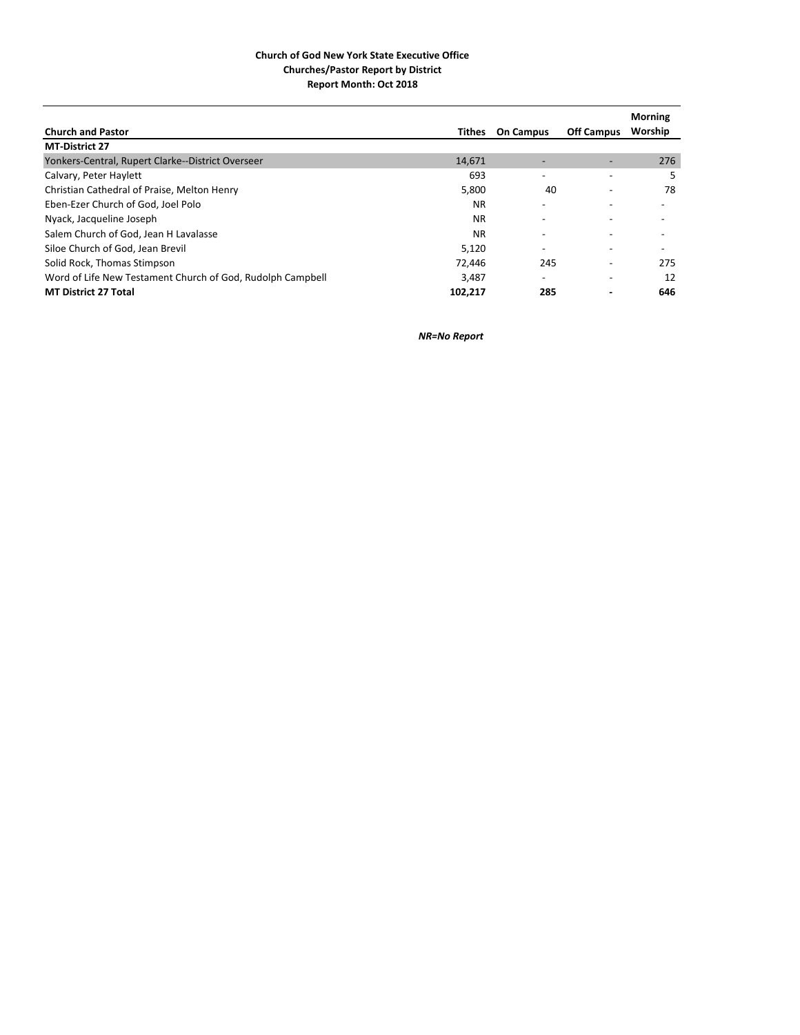**Church of God New York State Executive Office**
**Churches/Pastor Report by District**
**Report Month: Oct 2018**

| Church and Pastor | Tithes | On Campus | Off Campus | Morning Worship |
|---|---|---|---|---|
| **MT-District 27** | | | | |
| Yonkers-Central, Rupert Clarke--District Overseer | 14,671 | - | - | 276 |
| Calvary, Peter Haylett | 693 | - | - | 5 |
| Christian Cathedral of Praise, Melton Henry | 5,800 | 40 | - | 78 |
| Eben-Ezer Church of God, Joel Polo | NR | - | - | - |
| Nyack, Jacqueline Joseph | NR | - | - | - |
| Salem Church of God, Jean H Lavalasse | NR | - | - | - |
| Siloe Church of God, Jean Brevil | 5,120 | - | - | - |
| Solid Rock, Thomas Stimpson | 72,446 | 245 | - | 275 |
| Word of Life New Testament Church of God, Rudolph Campbell | 3,487 | - | - | 12 |
| **MT District 27 Total** | **102,217** | **285** | **-** | **646** |

***NR=No Report***